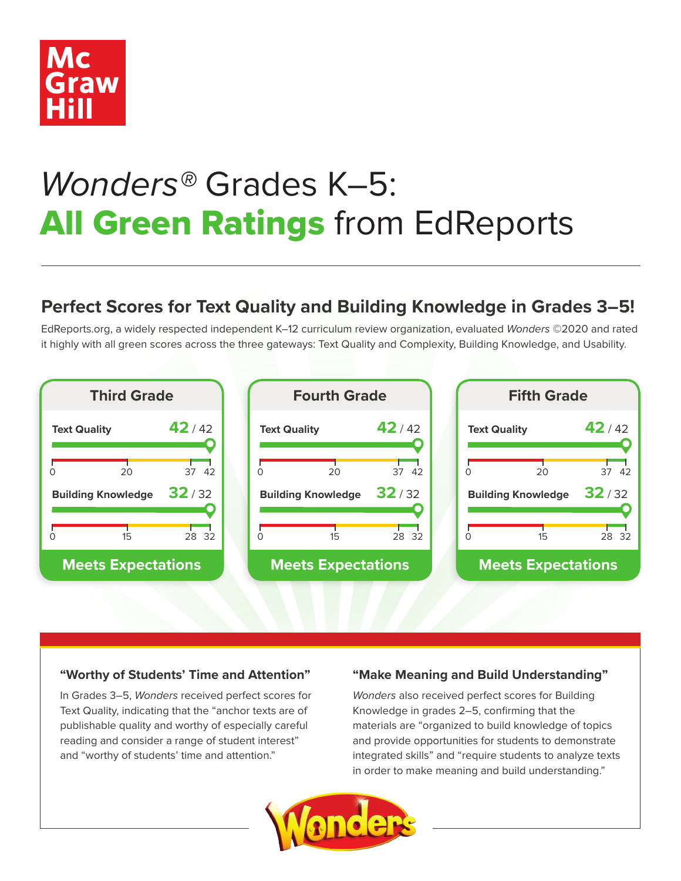# *Wonders®* Grades K–5: **All Green Ratings** from EdReports

## Perfect Scores for Text Quality and Building Knowledge in Grades 3–5!

EdReports.org, a widely respected independent K–12 curriculum review organization, evaluated *Wonders* ©2020 and rated it highly with all green scores across the three gateways: Text Quality and Complexity, Building Knowledge, and Usability.

### Third Grade

Text Quality **42** / 42

0 20 37 42

Building Knowledge **32** / 32

0 15 28 32

**Meets Expectations**

### Fourth Grade

Text Quality **42** / 42

0 20 37 42

Building Knowledge **32** / 32

0 15 28 32

**Meets Expectations**

### Fifth Grade

Text Quality **42** / 42

0 20 37 42

Building Knowledge **32** / 32

0 15 28 32

**Meets Expectations**

### "Worthy of Students' Time and Attention"

In Grades 3–5, *Wonders* received perfect scores for Text Quality, indicating that the "anchor texts are of publishable quality and worthy of especially careful reading and consider a range of student interest" and "worthy of students' time and attention."

### "Make Meaning and Build Understanding"

*Wonders* also received perfect scores for Building Knowledge in grades 2–5, confirming that the materials are "organized to build knowledge of topics and provide opportunities for students to demonstrate integrated skills" and "require students to analyze texts in order to make meaning and build understanding."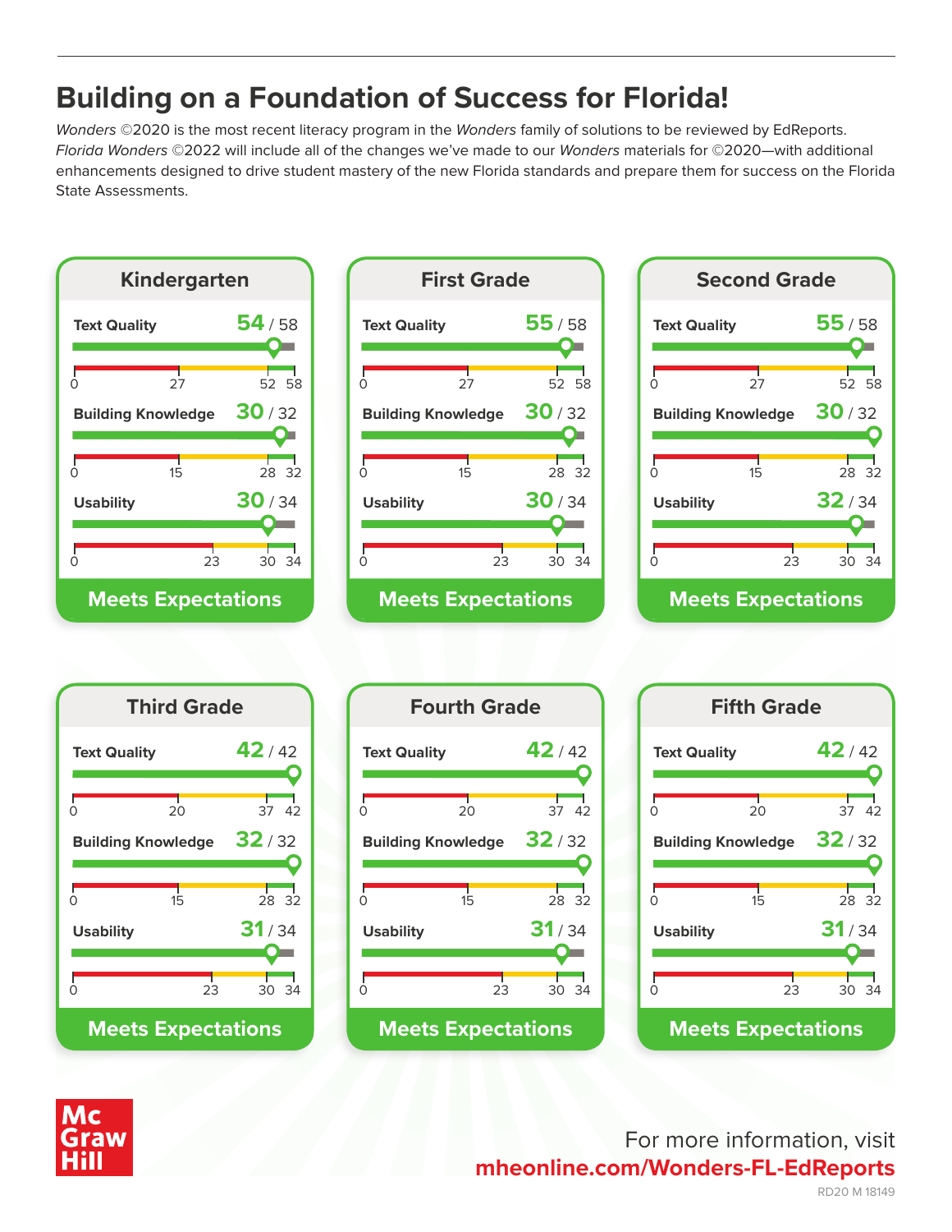# Building on a Foundation of Success for Florida!

*Wonders* ©2020 is the most recent literacy program in the *Wonders* family of solutions to be reviewed by EdReports. *Florida Wonders* ©2022 will include all of the changes we've made to our *Wonders* materials for ©2020—with additional enhancements designed to drive student mastery of the new Florida standards and prepare them for success on the Florida State Assessments.

## Kindergarten

Text Quality 54 / 58

0 27 52 58

Building Knowledge 30 / 32

0 15 28 32

Usability 30 / 34

0 23 30 34

**Meets Expectations**

## First Grade

Text Quality 55 / 58

0 27 52 58

Building Knowledge 30 / 32

0 15 28 32

Usability 30 / 34

0 23 30 34

**Meets Expectations**

## Second Grade

Text Quality 55 / 58

0 27 52 58

Building Knowledge 30 / 32

0 15 28 32

Usability 32 / 34

0 23 30 34

**Meets Expectations**

## Third Grade

Text Quality 42 / 42

0 20 37 42

Building Knowledge 32 / 32

0 15 28 32

Usability 31 / 34

0 23 30 34

**Meets Expectations**

## Fourth Grade

Text Quality 42 / 42

0 20 37 42

Building Knowledge 32 / 32

0 15 28 32

Usability 31 / 34

0 23 30 34

**Meets Expectations**

## Fifth Grade

Text Quality 42 / 42

0 20 37 42

Building Knowledge 32 / 32

0 15 28 32

Usability 31 / 34

0 23 30 34

**Meets Expectations**

Mc Graw Hill

For more information, visit
**mheonline.com/Wonders-FL-EdReports**

RD20 M 18149